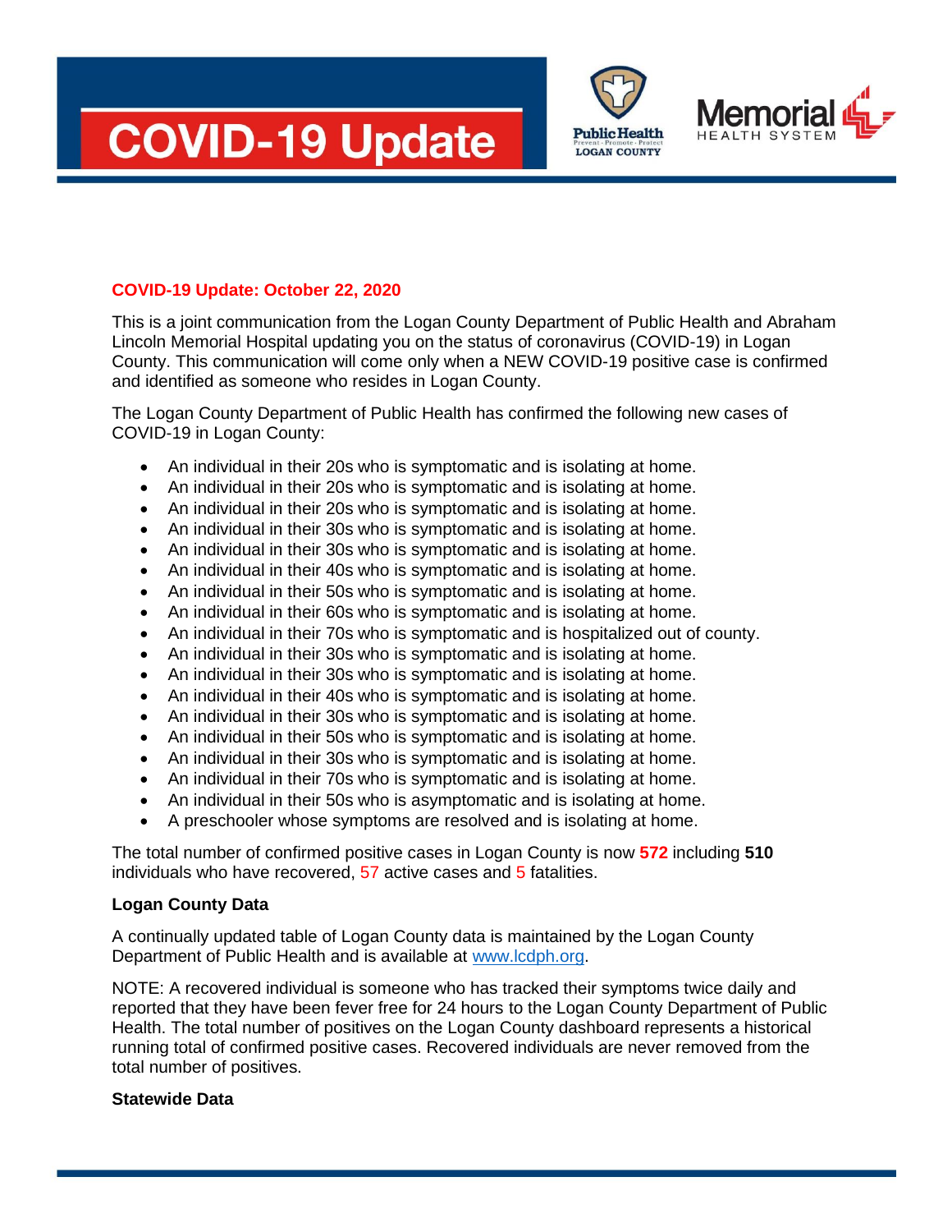# COVID-19 Update

Public Health
Prevent · Promote · Protect
LOGAN COUNTY

Memorial
HEALTH SYSTEM

## COVID-19 Update: October 22, 2020

This is a joint communication from the Logan County Department of Public Health and Abraham Lincoln Memorial Hospital updating you on the status of coronavirus (COVID-19) in Logan County. This communication will come only when a NEW COVID-19 positive case is confirmed and identified as someone who resides in Logan County.

The Logan County Department of Public Health has confirmed the following new cases of COVID-19 in Logan County:

- An individual in their 20s who is symptomatic and is isolating at home.
- An individual in their 20s who is symptomatic and is isolating at home.
- An individual in their 20s who is symptomatic and is isolating at home.
- An individual in their 30s who is symptomatic and is isolating at home.
- An individual in their 30s who is symptomatic and is isolating at home.
- An individual in their 40s who is symptomatic and is isolating at home.
- An individual in their 50s who is symptomatic and is isolating at home.
- An individual in their 60s who is symptomatic and is isolating at home.
- An individual in their 70s who is symptomatic and is hospitalized out of county.
- An individual in their 30s who is symptomatic and is isolating at home.
- An individual in their 30s who is symptomatic and is isolating at home.
- An individual in their 40s who is symptomatic and is isolating at home.
- An individual in their 30s who is symptomatic and is isolating at home.
- An individual in their 50s who is symptomatic and is isolating at home.
- An individual in their 30s who is symptomatic and is isolating at home.
- An individual in their 70s who is symptomatic and is isolating at home.
- An individual in their 50s who is asymptomatic and is isolating at home.
- A preschooler whose symptoms are resolved and is isolating at home.

The total number of confirmed positive cases in Logan County is now **572** including **510** individuals who have recovered, 57 active cases and 5 fatalities.

### Logan County Data

A continually updated table of Logan County data is maintained by the Logan County Department of Public Health and is available at [www.lcdph.org](www.lcdph.org).

NOTE: A recovered individual is someone who has tracked their symptoms twice daily and reported that they have been fever free for 24 hours to the Logan County Department of Public Health. The total number of positives on the Logan County dashboard represents a historical running total of confirmed positive cases. Recovered individuals are never removed from the total number of positives.

### Statewide Data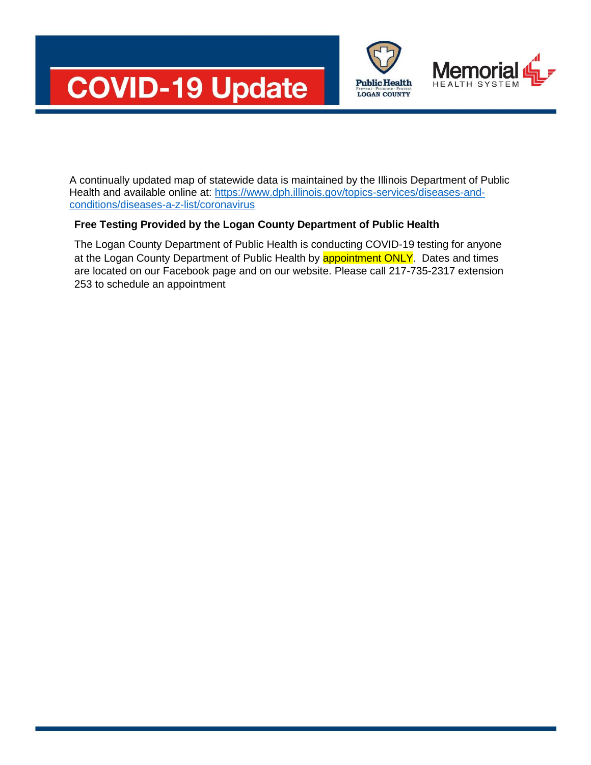# COVID-19 Update

A continually updated map of statewide data is maintained by the Illinois Department of Public Health and available online at: [https://www.dph.illinois.gov/topics-services/diseases-and-conditions/diseases-a-z-list/coronavirus](https://www.dph.illinois.gov/topics-services/diseases-and-conditions/diseases-a-z-list/coronavirus)

**Free Testing Provided by the Logan County Department of Public Health**

The Logan County Department of Public Health is conducting COVID-19 testing for anyone at the Logan County Department of Public Health by appointment ONLY. Dates and times are located on our Facebook page and on our website. Please call 217-735-2317 extension 253 to schedule an appointment